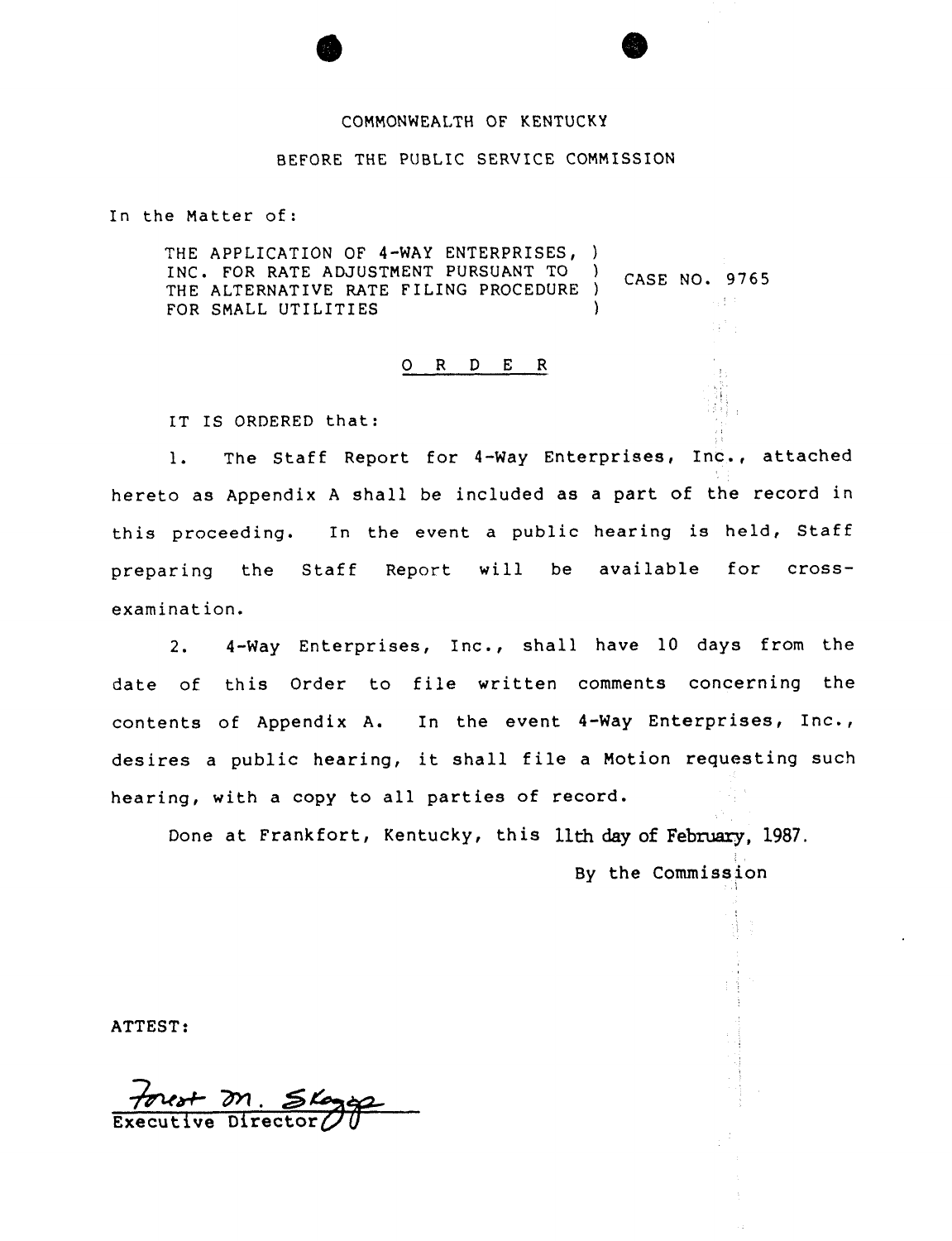COMMONWEALTH OF KENTUCKY

BEFORE THE PUBLIC SERVICE COMMISSION

In the Matter of:

THE APPLICATION OF 4-WAY ENTERPRISES, INC. FOR RATE ADJUSTMENT PURSUANT TO THE ALTERNATIVE RATE FILING PROCEDURE FOR SMALL UTILITIES ) CASE NO. 9765

O R D E R

IT IS ORDERED that:

1. The Staff Report for 4-Way Enterprises, Inc., attached hereto as Appendix A shall be included as a part of the record in this proceeding. In the event a public hearing is held, Staff preparing the Staff Report will be available for cross-examination.

2. 4-Way Enterprises, Inc., shall have 10 days from the date of this Order to file written comments concerning the contents of Appendix A. In the event 4-Way Enterprises, Inc., desires a public hearing, it shall file a Motion requesting such hearing, with a copy to all parties of record.

Done at Frankfort, Kentucky, this 11th day of February, 1987.

By the Commission

ATTEST:

Forest M. Skaggs
Executive Director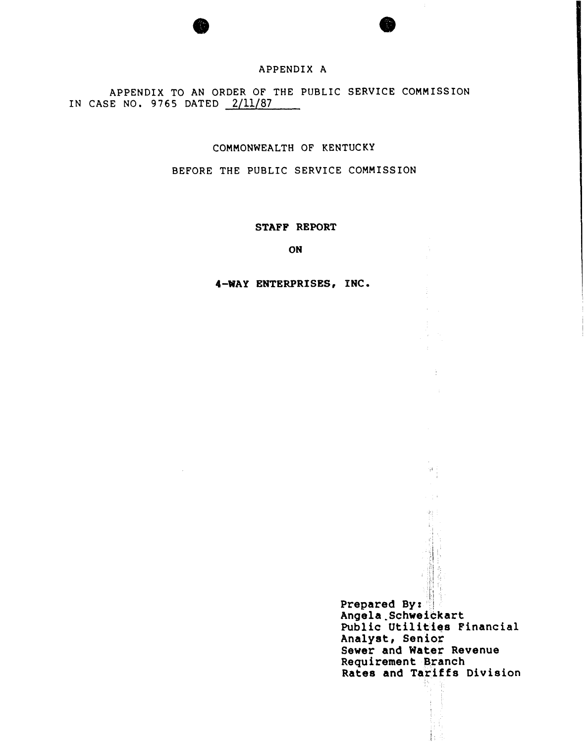APPENDIX A

APPENDIX TO AN ORDER OF THE PUBLIC SERVICE COMMISSION IN CASE NO. 9765 DATED 2/11/87

COMMONWEALTH OF KENTUCKY

BEFORE THE PUBLIC SERVICE COMMISSION

**STAFF REPORT**

**ON**

**4-WAY ENTERPRISES, INC.**

Prepared By:
Angela Schweickart
Public Utilities Financial Analyst, Senior
Sewer and Water Revenue Requirement Branch
Rates and Tariffs Division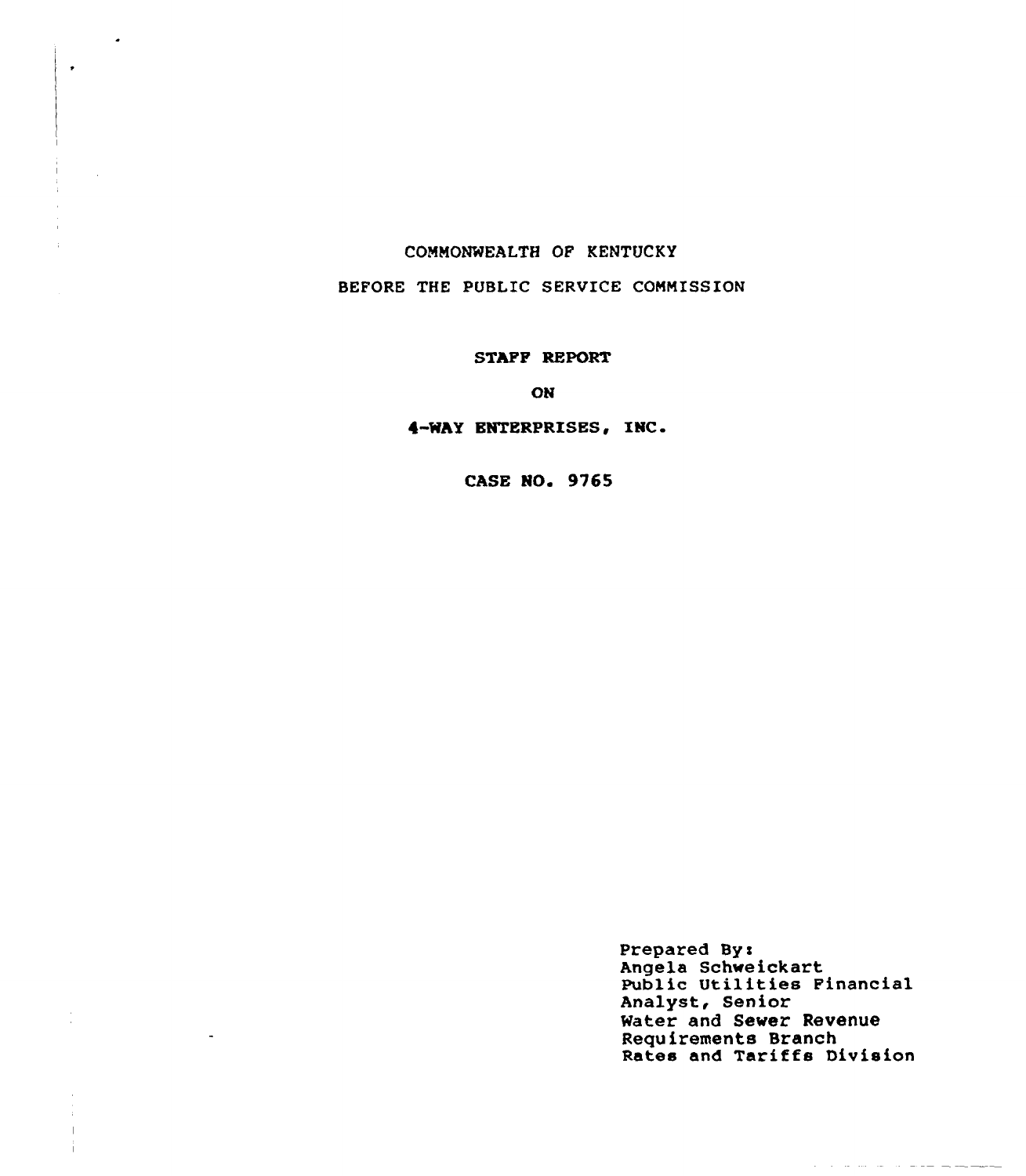COMMONWEALTH OF KENTUCKY

BEFORE THE PUBLIC SERVICE COMMISSION

**STAFF REPORT**

**ON**

**4-WAY ENTERPRISES, INC.**

**CASE NO. 9765**

Prepared By:
Angela Schweickart
Public Utilities Financial
Analyst, Senior
Water and Sewer Revenue
Requirements Branch
Rates and Tariffs Division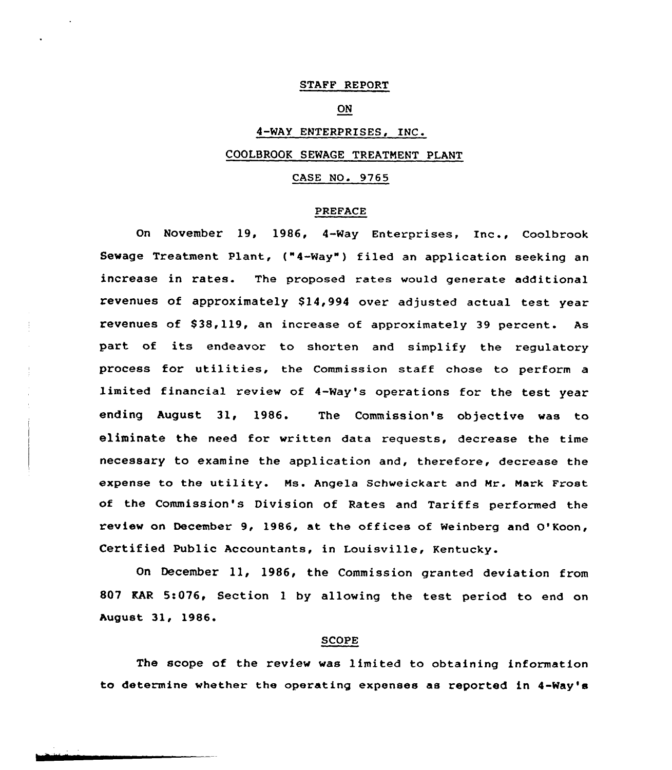STAFF REPORT

ON

4-WAY ENTERPRISES, INC.

COOLBROOK SEWAGE TREATMENT PLANT

CASE NO. 9765

## PREFACE

On November 19, 1986, 4-Way Enterprises, Inc., Coolbrook Sewage Treatment Plant, ("4-Way") filed an application seeking an increase in rates. The proposed rates would generate additional revenues of approximately $14,994 over adjusted actual test year revenues of $38,119, an increase of approximately 39 percent. As part of its endeavor to shorten and simplify the regulatory process for utilities, the Commission staff chose to perform a limited financial review of 4-Way's operations for the test year ending August 31, 1986. The Commission's objective was to eliminate the need for written data requests, decrease the time necessary to examine the application and, therefore, decrease the expense to the utility. Ms. Angela Schweickart and Mr. Mark Frost of the Commission's Division of Rates and Tariffs performed the review on December 9, 1986, at the offices of Weinberg and O'Koon, Certified Public Accountants, in Louisville, Kentucky.

On December 11, 1986, the Commission granted deviation from 807 KAR 5:076, Section 1 by allowing the test period to end on August 31, 1986.

## SCOPE

The scope of the review was limited to obtaining information to determine whether the operating expenses as reported in 4-Way's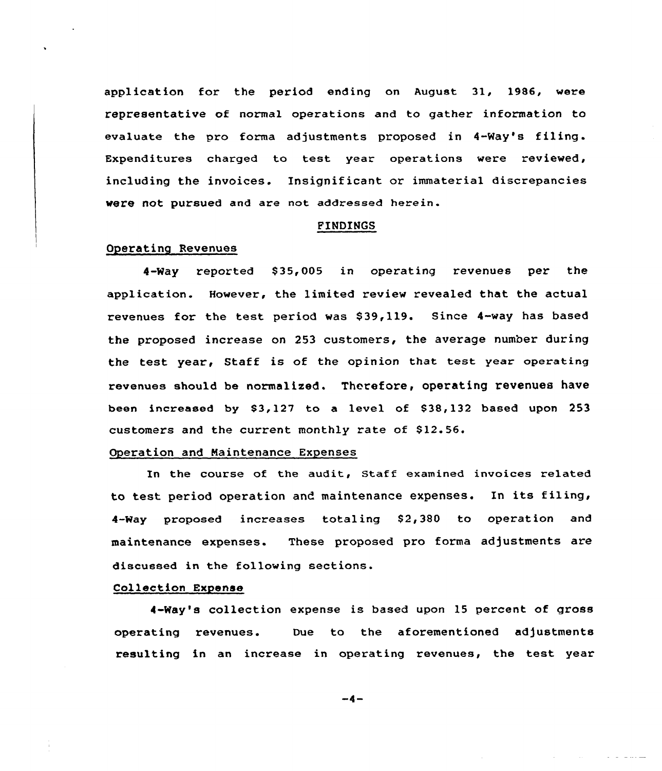application for the period ending on August 31, 1986, were representative of normal operations and to gather information to evaluate the pro forma adjustments proposed in 4-Way's filing. Expenditures charged to test year operations were reviewed, including the invoices. Insignificant or immaterial discrepancies were not pursued and are not addressed herein.

## FINDINGS

### Operating Revenues

4-Way reported $35,005 in operating revenues per the application. However, the limited review revealed that the actual revenues for the test period was $39,119. Since 4-way has based the proposed increase on 253 customers, the average number during the test year, Staff is of the opinion that test year operating revenues should be normalized. Therefore, operating revenues have been increased by $3,127 to a level of $38,132 based upon 253 customers and the current monthly rate of $12.56.

### Operation and Maintenance Expenses

In the course of the audit, Staff examined invoices related to test period operation and maintenance expenses. In its filing, 4-Way proposed increases totaling $2,380 to operation and maintenance expenses. These proposed pro forma adjustments are discussed in the following sections.

### Collection Expense

4-Way's collection expense is based upon 15 percent of gross operating revenues. Due to the aforementioned adjustments resulting in an increase in operating revenues, the test year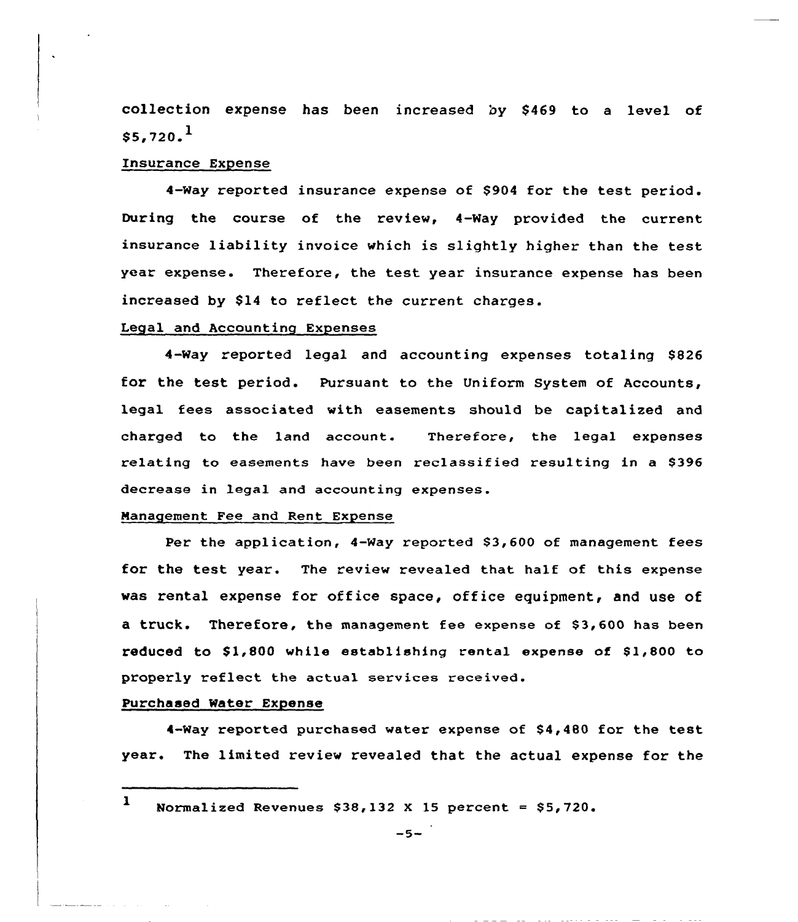collection expense has been increased by $469 to a level of $5,720.[1]

Insurance Expense

4-Way reported insurance expense of $904 for the test period. During the course of the review, 4-Way provided the current insurance liability invoice which is slightly higher than the test year expense. Therefore, the test year insurance expense has been increased by $14 to reflect the current charges.

Legal and Accounting Expenses

4-Way reported legal and accounting expenses totaling $826 for the test period. Pursuant to the Uniform System of Accounts, legal fees associated with easements should be capitalized and charged to the land account. Therefore, the legal expenses relating to easements have been reclassified resulting in a $396 decrease in legal and accounting expenses.

Management Fee and Rent Expense

Per the application, 4-Way reported $3,600 of management fees for the test year. The review revealed that half of this expense was rental expense for office space, office equipment, and use of a truck. Therefore, the management fee expense of $3,600 has been reduced to $1,800 while establishing rental expense of $1,800 to properly reflect the actual services received.

Purchased Water Expense

4-Way reported purchased water expense of $4,480 for the test year. The limited review revealed that the actual expense for the

---

[1] Normalized Revenues $38,132 X 15 percent = $5,720.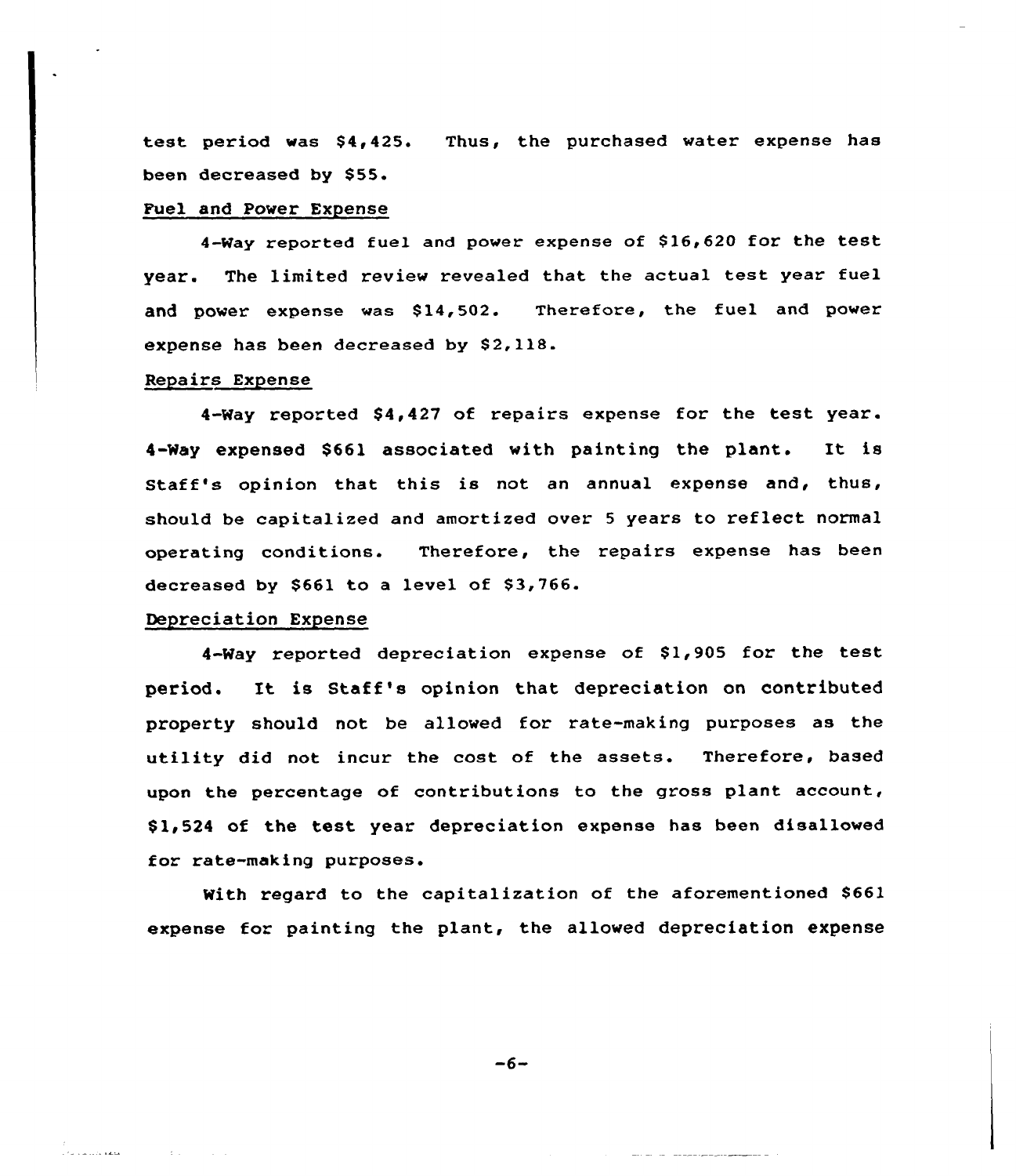test period was $4,425. Thus, the purchased water expense has been decreased by $55.

Fuel and Power Expense

4-Way reported fuel and power expense of $16,620 for the test year. The limited review revealed that the actual test year fuel and power expense was $14,502. Therefore, the fuel and power expense has been decreased by $2,118.

Repairs Expense

4-Way reported $4,427 of repairs expense for the test year. 4-Way expensed $661 associated with painting the plant. It is Staff's opinion that this is not an annual expense and, thus, should be capitalized and amortized over 5 years to reflect normal operating conditions. Therefore, the repairs expense has been decreased by $661 to a level of $3,766.

Depreciation Expense

4-Way reported depreciation expense of $1,905 for the test period. It is Staff's opinion that depreciation on contributed property should not be allowed for rate-making purposes as the utility did not incur the cost of the assets. Therefore, based upon the percentage of contributions to the gross plant account, $1,524 of the test year depreciation expense has been disallowed for rate-making purposes.

With regard to the capitalization of the aforementioned $661 expense for painting the plant, the allowed depreciation expense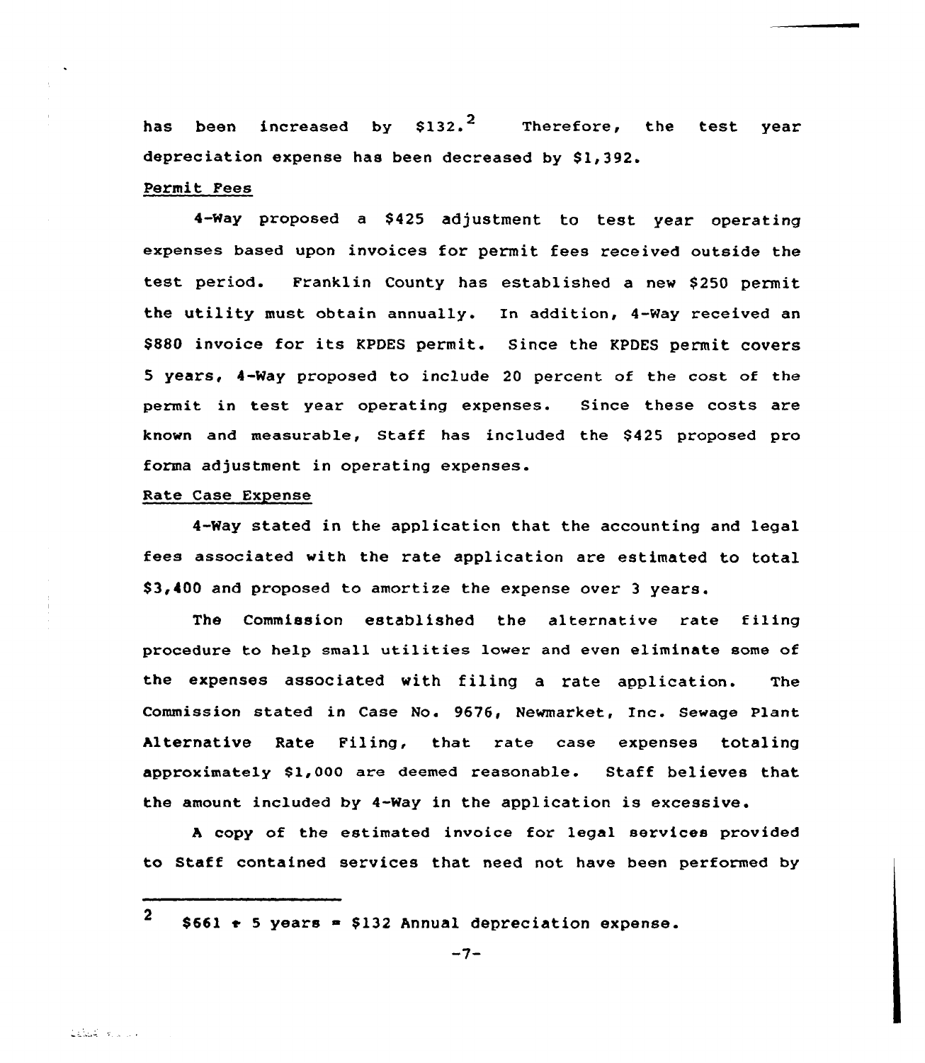has been increased by $132.[2] Therefore, the test year depreciation expense has been decreased by $1,392.

Permit Fees

4-Way proposed a $425 adjustment to test year operating expenses based upon invoices for permit fees received outside the test period. Franklin County has established a new $250 permit the utility must obtain annually. In addition, 4-Way received an $880 invoice for its KPDES permit. Since the KPDES permit covers 5 years, 4-Way proposed to include 20 percent of the cost of the permit in test year operating expenses. Since these costs are known and measurable, Staff has included the $425 proposed pro forma adjustment in operating expenses.

Rate Case Expense

4-Way stated in the application that the accounting and legal fees associated with the rate application are estimated to total $3,400 and proposed to amortize the expense over 3 years.

The Commission established the alternative rate filing procedure to help small utilities lower and even eliminate some of the expenses associated with filing a rate application. The Commission stated in Case No. 9676, Newmarket, Inc. Sewage Plant Alternative Rate Filing, that rate case expenses totaling approximately $1,000 are deemed reasonable. Staff believes that the amount included by 4-Way in the application is excessive.

A copy of the estimated invoice for legal services provided to Staff contained services that need not have been performed by

---

[2] $661 ÷ 5 years = $132 Annual depreciation expense.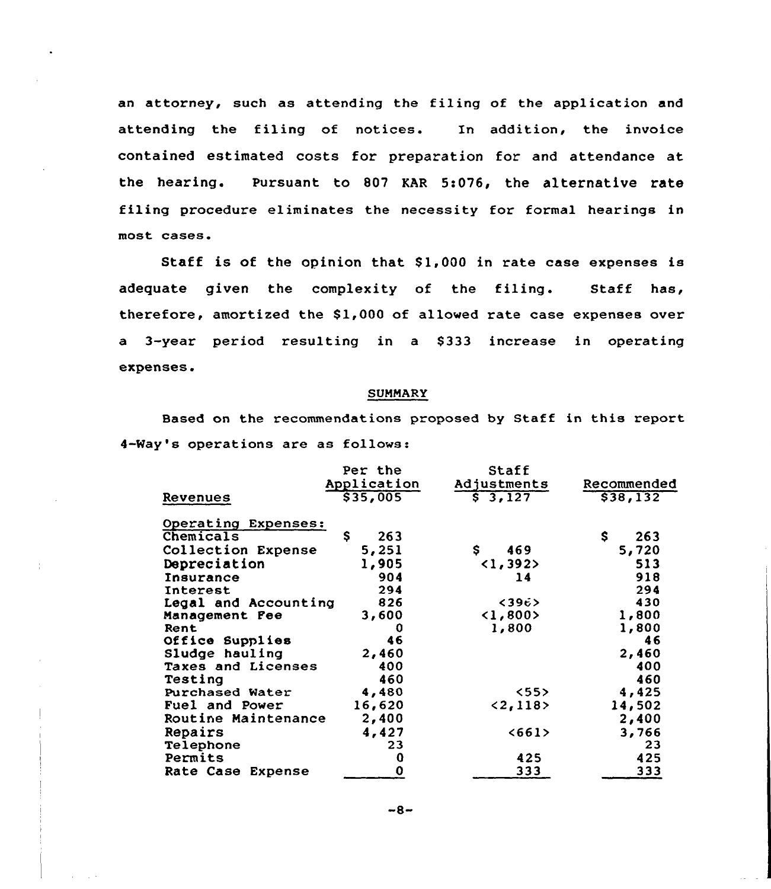an attorney, such as attending the filing of the application and attending the filing of notices. In addition, the invoice contained estimated costs for preparation for and attendance at the hearing. Pursuant to 807 KAR 5:076, the alternative rate filing procedure eliminates the necessity for formal hearings in most cases.

Staff is of the opinion that $1,000 in rate case expenses is adequate given the complexity of the filing. Staff has, therefore, amortized the $1,000 of allowed rate case expenses over a 3-year period resulting in a $333 increase in operating expenses.

## SUMMARY

Based on the recommendations proposed by Staff in this report 4-Way's operations are as follows:

| | Per the Application | Staff Adjustments | Recommended |
|---|---|---|---|
| Revenues | $35,005 | $ 3,127 | $38,132 |
| Operating Expenses: | | | |
| Chemicals | $ 263 | | $ 263 |
| Collection Expense | 5,251 | $ 469 | 5,720 |
| Depreciation | 1,905 | <1,392> | 513 |
| Insurance | 904 | 14 | 918 |
| Interest | 294 | | 294 |
| Legal and Accounting | 826 | <396> | 430 |
| Management Fee | 3,600 | <1,800> | 1,800 |
| Rent | 0 | 1,800 | 1,800 |
| Office Supplies | 46 | | 46 |
| Sludge hauling | 2,460 | | 2,460 |
| Taxes and Licenses | 400 | | 400 |
| Testing | 460 | | 460 |
| Purchased Water | 4,480 | <55> | 4,425 |
| Fuel and Power | 16,620 | <2,118> | 14,502 |
| Routine Maintenance | 2,400 | | 2,400 |
| Repairs | 4,427 | <661> | 3,766 |
| Telephone | 23 | | 23 |
| Permits | 0 | 425 | 425 |
| Rate Case Expense | 0 | 333 | 333 |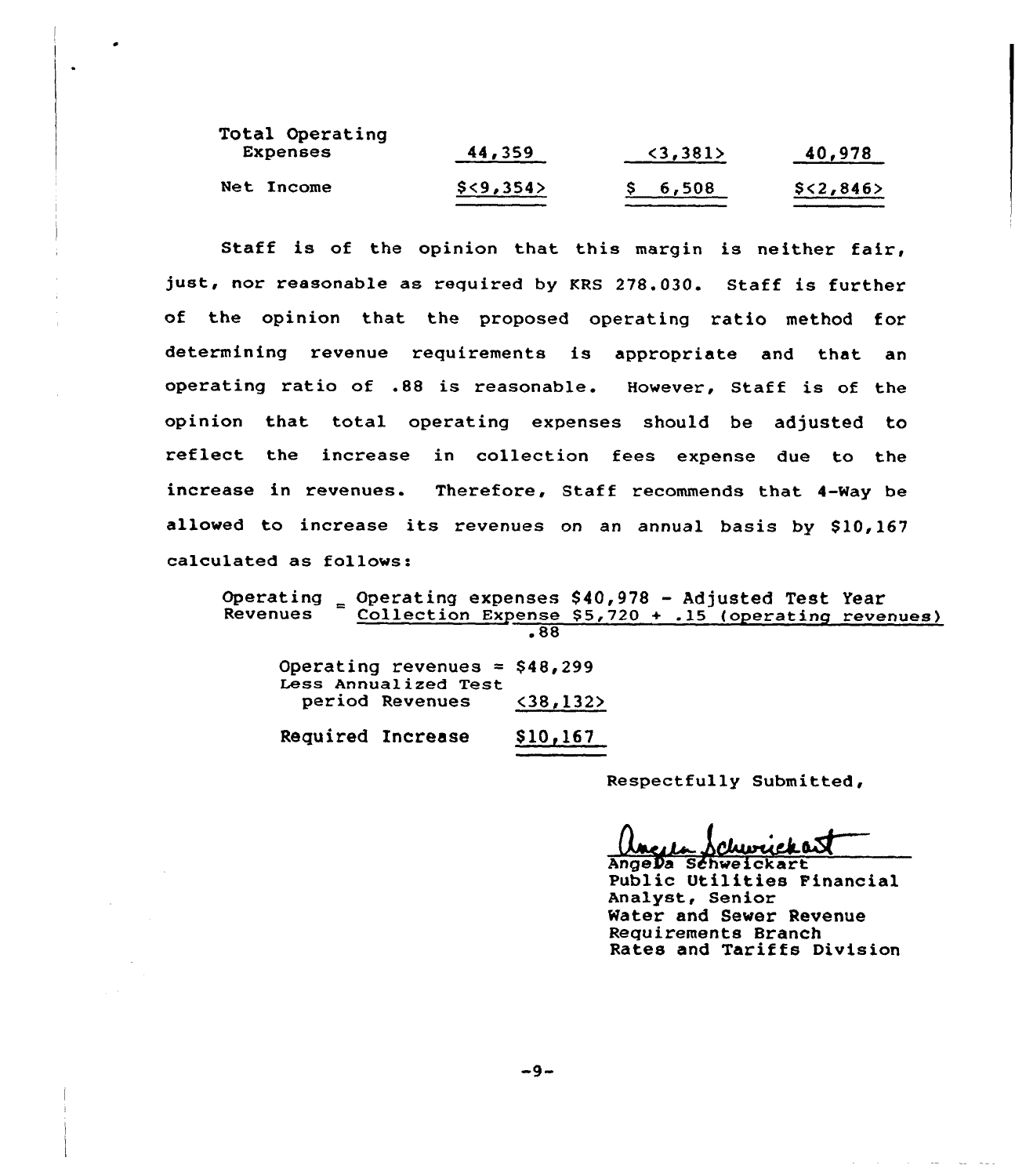| | | | |
|---|---|---|---|
| Total Operating Expenses | 44,359 | <3,381> | 40,978 |
| Net Income | $<9,354> | $ 6,508 | $<2,846> |

Staff is of the opinion that this margin is neither fair, just, nor reasonable as required by KRS 278.030. Staff is further of the opinion that the proposed operating ratio method for determining revenue requirements is appropriate and that an operating ratio of .88 is reasonable. However, Staff is of the opinion that total operating expenses should be adjusted to reflect the increase in collection fees expense due to the increase in revenues. Therefore, Staff recommends that 4-Way be allowed to increase its revenues on an annual basis by $10,167 calculated as follows:

$$\text{Operating Revenues} = \frac{\text{Operating expenses } \$40{,}978 - \text{Adjusted Test Year Collection Expense } \$5{,}720 + .15 \text{ (operating revenues)}}{.88}$$

| | |
|---|---|
| Operating revenues = | $48,299 |
| Less Annualized Test period Revenues | <38,132> |
| Required Increase | $10,167 |

Respectfully Submitted,

Angela Schweickart
Public Utilities Financial Analyst, Senior
Water and Sewer Revenue Requirements Branch
Rates and Tariffs Division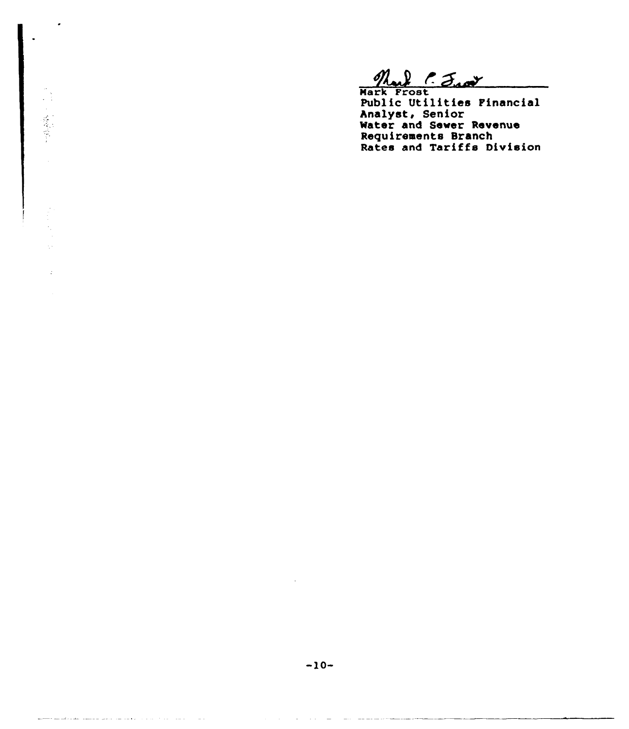Mark Frost
Public Utilities Financial
Analyst, Senior
Water and Sewer Revenue
Requirements Branch
Rates and Tariffs Division